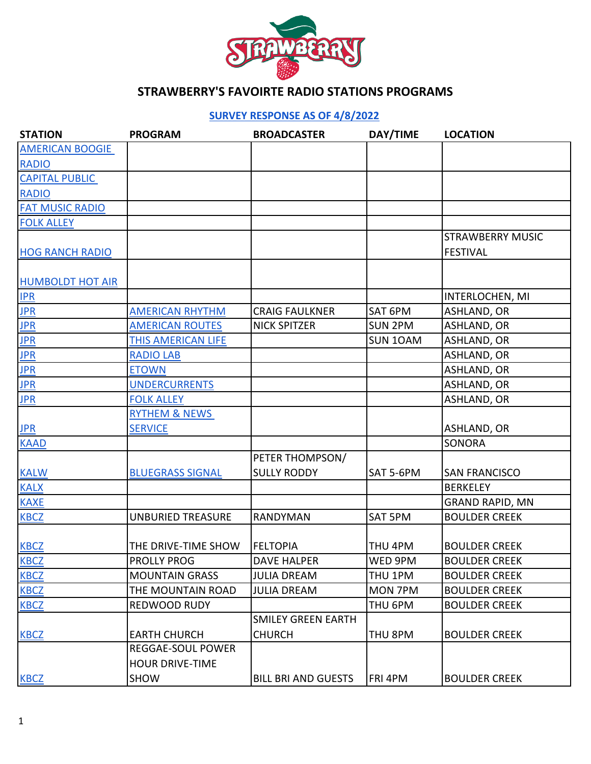# STRAWBERRY'S FAVOIRTE RADIO STATIONS PROGRAMS

## SURVEY RESPONSE AS OF 4/8/2022

| STATION | PROGRAM | BROADCASTER | DAY/TIME | LOCATION |
|---|---|---|---|---|
| AMERICAN BOOGIE RADIO | | | | |
| CAPITAL PUBLIC RADIO | | | | |
| FAT MUSIC RADIO | | | | |
| FOLK ALLEY | | | | |
| HOG RANCH RADIO | | | | STRAWBERRY MUSIC FESTIVAL |
| HUMBOLDT HOT AIR | | | | |
| IPR | | | | INTERLOCHEN, MI |
| JPR | AMERICAN RHYTHM | CRAIG FAULKNER | SAT 6PM | ASHLAND, OR |
| JPR | AMERICAN ROUTES | NICK SPITZER | SUN 2PM | ASHLAND, OR |
| JPR | THIS AMERICAN LIFE | | SUN 1OAM | ASHLAND, OR |
| JPR | RADIO LAB | | | ASHLAND, OR |
| JPR | ETOWN | | | ASHLAND, OR |
| JPR | UNDERCURRENTS | | | ASHLAND, OR |
| JPR | FOLK ALLEY | | | ASHLAND, OR |
| JPR | RYTHEM & NEWS SERVICE | | | ASHLAND, OR |
| KAAD | | | | SONORA |
| KALW | BLUEGRASS SIGNAL | PETER THOMPSON/ SULLY RODDY | SAT 5-6PM | SAN FRANCISCO |
| KALX | | | | BERKELEY |
| KAXE | | | | GRAND RAPID, MN |
| KBCZ | UNBURIED TREASURE | RANDYMAN | SAT 5PM | BOULDER CREEK |
| KBCZ | THE DRIVE-TIME SHOW | FELTOPIA | THU 4PM | BOULDER CREEK |
| KBCZ | PROLLY PROG | DAVE HALPER | WED 9PM | BOULDER CREEK |
| KBCZ | MOUNTAIN GRASS | JULIA DREAM | THU 1PM | BOULDER CREEK |
| KBCZ | THE MOUNTAIN ROAD | JULIA DREAM | MON 7PM | BOULDER CREEK |
| KBCZ | REDWOOD RUDY | | THU 6PM | BOULDER CREEK |
| KBCZ | EARTH CHURCH | SMILEY GREEN EARTH CHURCH | THU 8PM | BOULDER CREEK |
| KBCZ | REGGAE-SOUL POWER HOUR DRIVE-TIME SHOW | BILL BRI AND GUESTS | FRI 4PM | BOULDER CREEK |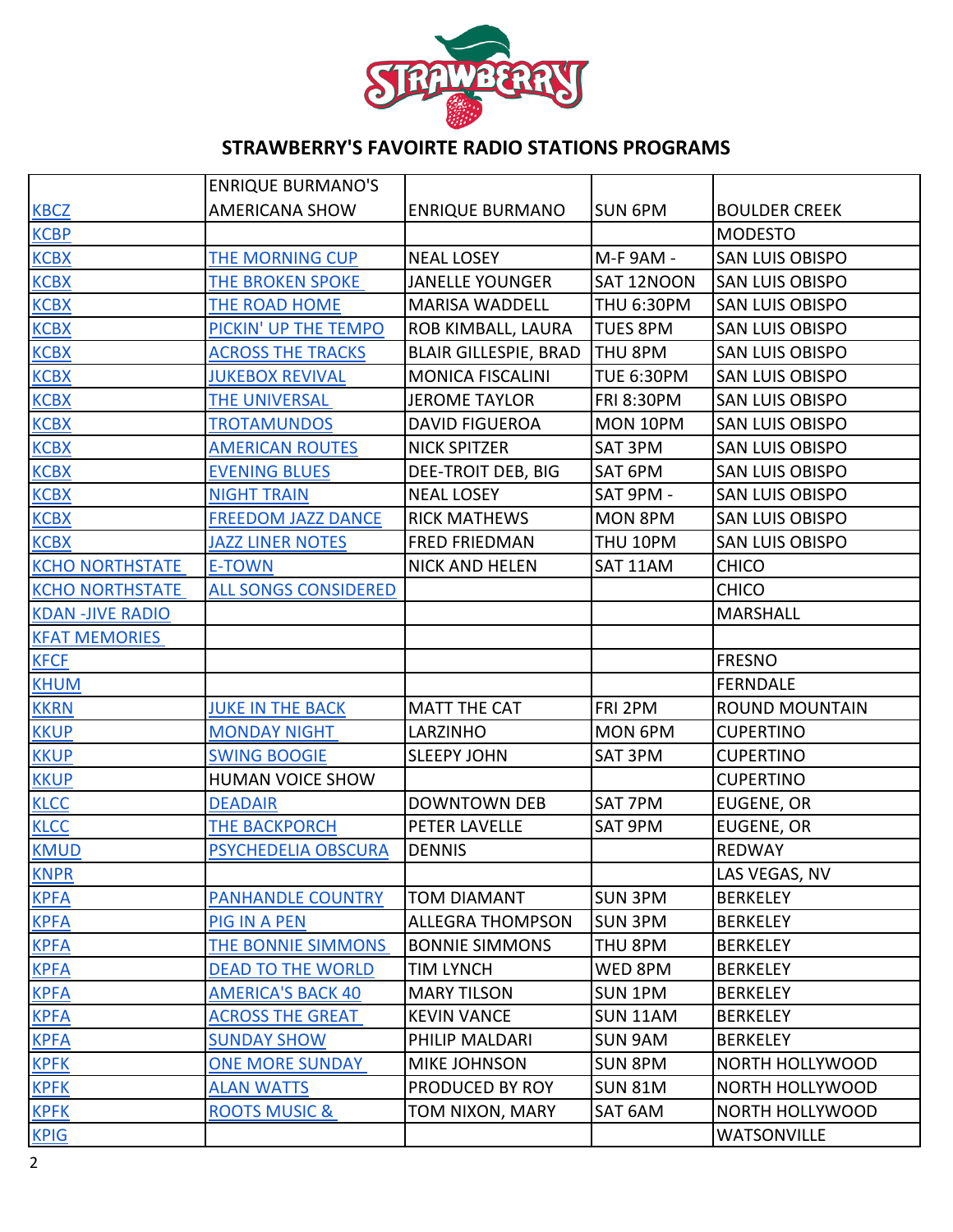## STRAWBERRY'S FAVOIRTE RADIO STATIONS PROGRAMS

| | | | | |
|---|---|---|---|---|
| KBCZ | ENRIQUE BURMANO'S AMERICANA SHOW | ENRIQUE BURMANO | SUN 6PM | BOULDER CREEK |
| KCBP | | | | MODESTO |
| KCBX | THE MORNING CUP | NEAL LOSEY | M-F 9AM - | SAN LUIS OBISPO |
| KCBX | THE BROKEN SPOKE | JANELLE YOUNGER | SAT 12NOON | SAN LUIS OBISPO |
| KCBX | THE ROAD HOME | MARISA WADDELL | THU 6:30PM | SAN LUIS OBISPO |
| KCBX | PICKIN' UP THE TEMPO | ROB KIMBALL, LAURA | TUES 8PM | SAN LUIS OBISPO |
| KCBX | ACROSS THE TRACKS | BLAIR GILLESPIE, BRAD | THU 8PM | SAN LUIS OBISPO |
| KCBX | JUKEBOX REVIVAL | MONICA FISCALINI | TUE 6:30PM | SAN LUIS OBISPO |
| KCBX | THE UNIVERSAL | JEROME TAYLOR | FRI 8:30PM | SAN LUIS OBISPO |
| KCBX | TROTAMUNDOS | DAVID FIGUEROA | MON 10PM | SAN LUIS OBISPO |
| KCBX | AMERICAN ROUTES | NICK SPITZER | SAT 3PM | SAN LUIS OBISPO |
| KCBX | EVENING BLUES | DEE-TROIT DEB, BIG | SAT 6PM | SAN LUIS OBISPO |
| KCBX | NIGHT TRAIN | NEAL LOSEY | SAT 9PM - | SAN LUIS OBISPO |
| KCBX | FREEDOM JAZZ DANCE | RICK MATHEWS | MON 8PM | SAN LUIS OBISPO |
| KCBX | JAZZ LINER NOTES | FRED FRIEDMAN | THU 10PM | SAN LUIS OBISPO |
| KCHO NORTHSTATE | E-TOWN | NICK AND HELEN | SAT 11AM | CHICO |
| KCHO NORTHSTATE | ALL SONGS CONSIDERED | | | CHICO |
| KDAN -JIVE RADIO | | | | MARSHALL |
| KFAT MEMORIES | | | | |
| KFCF | | | | FRESNO |
| KHUM | | | | FERNDALE |
| KKRN | JUKE IN THE BACK | MATT THE CAT | FRI 2PM | ROUND MOUNTAIN |
| KKUP | MONDAY NIGHT | LARZINHO | MON 6PM | CUPERTINO |
| KKUP | SWING BOOGIE | SLEEPY JOHN | SAT 3PM | CUPERTINO |
| KKUP | HUMAN VOICE SHOW | | | CUPERTINO |
| KLCC | DEADAIR | DOWNTOWN DEB | SAT 7PM | EUGENE, OR |
| KLCC | THE BACKPORCH | PETER LAVELLE | SAT 9PM | EUGENE, OR |
| KMUD | PSYCHEDELIA OBSCURA | DENNIS | | REDWAY |
| KNPR | | | | LAS VEGAS, NV |
| KPFA | PANHANDLE COUNTRY | TOM DIAMANT | SUN 3PM | BERKELEY |
| KPFA | PIG IN A PEN | ALLEGRA THOMPSON | SUN 3PM | BERKELEY |
| KPFA | THE BONNIE SIMMONS | BONNIE SIMMONS | THU 8PM | BERKELEY |
| KPFA | DEAD TO THE WORLD | TIM LYNCH | WED 8PM | BERKELEY |
| KPFA | AMERICA'S BACK 40 | MARY TILSON | SUN 1PM | BERKELEY |
| KPFA | ACROSS THE GREAT | KEVIN VANCE | SUN 11AM | BERKELEY |
| KPFA | SUNDAY SHOW | PHILIP MALDARI | SUN 9AM | BERKELEY |
| KPFK | ONE MORE SUNDAY | MIKE JOHNSON | SUN 8PM | NORTH HOLLYWOOD |
| KPFK | ALAN WATTS | PRODUCED BY ROY | SUN 81M | NORTH HOLLYWOOD |
| KPFK | ROOTS MUSIC & | TOM NIXON, MARY | SAT 6AM | NORTH HOLLYWOOD |
| KPIG | | | | WATSONVILLE |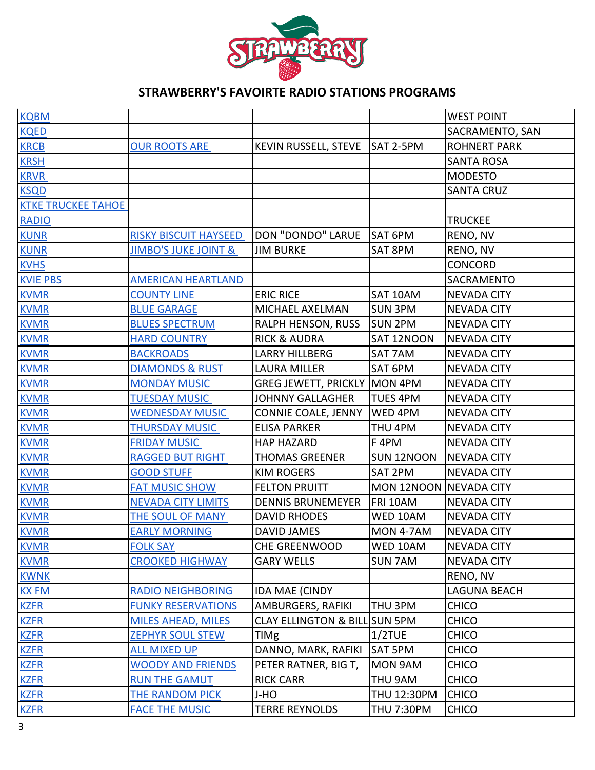## STRAWBERRY'S FAVOIRTE RADIO STATIONS PROGRAMS

| | | | | |
|---|---|---|---|---|
| KQBM | | | | WEST POINT |
| KQED | | | | SACRAMENTO, SAN |
| KRCB | OUR ROOTS ARE | KEVIN RUSSELL, STEVE | SAT 2-5PM | ROHNERT PARK |
| KRSH | | | | SANTA ROSA |
| KRVR | | | | MODESTO |
| KSQD | | | | SANTA CRUZ |
| KTKE TRUCKEE TAHOE RADIO | | | | TRUCKEE |
| KUNR | RISKY BISCUIT HAYSEED | DON "DONDO" LARUE | SAT 6PM | RENO, NV |
| KUNR | JIMBO'S JUKE JOINT & | JIM BURKE | SAT 8PM | RENO, NV |
| KVHS | | | | CONCORD |
| KVIE PBS | AMERICAN HEARTLAND | | | SACRAMENTO |
| KVMR | COUNTY LINE | ERIC RICE | SAT 10AM | NEVADA CITY |
| KVMR | BLUE GARAGE | MICHAEL AXELMAN | SUN 3PM | NEVADA CITY |
| KVMR | BLUES SPECTRUM | RALPH HENSON, RUSS | SUN 2PM | NEVADA CITY |
| KVMR | HARD COUNTRY | RICK & AUDRA | SAT 12NOON | NEVADA CITY |
| KVMR | BACKROADS | LARRY HILLBERG | SAT 7AM | NEVADA CITY |
| KVMR | DIAMONDS & RUST | LAURA MILLER | SAT 6PM | NEVADA CITY |
| KVMR | MONDAY MUSIC | GREG JEWETT, PRICKLY | MON 4PM | NEVADA CITY |
| KVMR | TUESDAY MUSIC | JOHNNY GALLAGHER | TUES 4PM | NEVADA CITY |
| KVMR | WEDNESDAY MUSIC | CONNIE COALE, JENNY | WED 4PM | NEVADA CITY |
| KVMR | THURSDAY MUSIC | ELISA PARKER | THU 4PM | NEVADA CITY |
| KVMR | FRIDAY MUSIC | HAP HAZARD | F 4PM | NEVADA CITY |
| KVMR | RAGGED BUT RIGHT | THOMAS GREENER | SUN 12NOON | NEVADA CITY |
| KVMR | GOOD STUFF | KIM ROGERS | SAT 2PM | NEVADA CITY |
| KVMR | FAT MUSIC SHOW | FELTON PRUITT | MON 12NOON | NEVADA CITY |
| KVMR | NEVADA CITY LIMITS | DENNIS BRUNEMEYER | FRI 10AM | NEVADA CITY |
| KVMR | THE SOUL OF MANY | DAVID RHODES | WED 10AM | NEVADA CITY |
| KVMR | EARLY MORNING | DAVID JAMES | MON 4-7AM | NEVADA CITY |
| KVMR | FOLK SAY | CHE GREENWOOD | WED 10AM | NEVADA CITY |
| KVMR | CROOKED HIGHWAY | GARY WELLS | SUN 7AM | NEVADA CITY |
| KWNK | | | | RENO, NV |
| KX FM | RADIO NEIGHBORING | IDA MAE (CINDY | | LAGUNA BEACH |
| KZFR | FUNKY RESERVATIONS | AMBURGERS, RAFIKI | THU 3PM | CHICO |
| KZFR | MILES AHEAD, MILES | CLAY ELLINGTON & BILL | SUN 5PM | CHICO |
| KZFR | ZEPHYR SOUL STEW | TIMg | 1/2TUE | CHICO |
| KZFR | ALL MIXED UP | DANNO, MARK, RAFIKI | SAT 5PM | CHICO |
| KZFR | WOODY AND FRIENDS | PETER RATNER, BIG T, | MON 9AM | CHICO |
| KZFR | RUN THE GAMUT | RICK CARR | THU 9AM | CHICO |
| KZFR | THE RANDOM PICK | J-HO | THU 12:30PM | CHICO |
| KZFR | FACE THE MUSIC | TERRE REYNOLDS | THU 7:30PM | CHICO |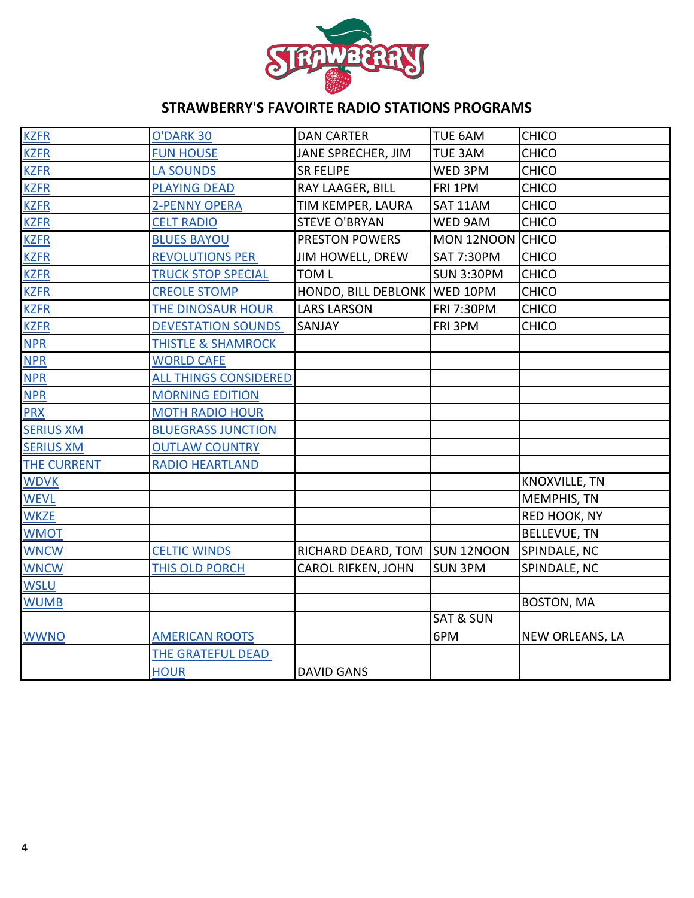## STRAWBERRY'S FAVOIRTE RADIO STATIONS PROGRAMS

| | | | | |
|---|---|---|---|---|
| KZFR | O'DARK 30 | DAN CARTER | TUE 6AM | CHICO |
| KZFR | FUN HOUSE | JANE SPRECHER, JIM | TUE 3AM | CHICO |
| KZFR | LA SOUNDS | SR FELIPE | WED 3PM | CHICO |
| KZFR | PLAYING DEAD | RAY LAAGER, BILL | FRI 1PM | CHICO |
| KZFR | 2-PENNY OPERA | TIM KEMPER, LAURA | SAT 11AM | CHICO |
| KZFR | CELT RADIO | STEVE O'BRYAN | WED 9AM | CHICO |
| KZFR | BLUES BAYOU | PRESTON POWERS | MON 12NOON | CHICO |
| KZFR | REVOLUTIONS PER | JIM HOWELL, DREW | SAT 7:30PM | CHICO |
| KZFR | TRUCK STOP SPECIAL | TOM L | SUN 3:30PM | CHICO |
| KZFR | CREOLE STOMP | HONDO, BILL DEBLONK | WED 10PM | CHICO |
| KZFR | THE DINOSAUR HOUR | LARS LARSON | FRI 7:30PM | CHICO |
| KZFR | DEVESTATION SOUNDS | SANJAY | FRI 3PM | CHICO |
| NPR | THISTLE & SHAMROCK | | | |
| NPR | WORLD CAFE | | | |
| NPR | ALL THINGS CONSIDERED | | | |
| NPR | MORNING EDITION | | | |
| PRX | MOTH RADIO HOUR | | | |
| SERIUS XM | BLUEGRASS JUNCTION | | | |
| SERIUS XM | OUTLAW COUNTRY | | | |
| THE CURRENT | RADIO HEARTLAND | | | |
| WDVK | | | | KNOXVILLE, TN |
| WEVL | | | | MEMPHIS, TN |
| WKZE | | | | RED HOOK, NY |
| WMOT | | | | BELLEVUE, TN |
| WNCW | CELTIC WINDS | RICHARD DEARD, TOM | SUN 12NOON | SPINDALE, NC |
| WNCW | THIS OLD PORCH | CAROL RIFKEN, JOHN | SUN 3PM | SPINDALE, NC |
| WSLU | | | | |
| WUMB | | | | BOSTON, MA |
| WWNO | AMERICAN ROOTS | | SAT & SUN 6PM | NEW ORLEANS, LA |
| | THE GRATEFUL DEAD HOUR | DAVID GANS | | |